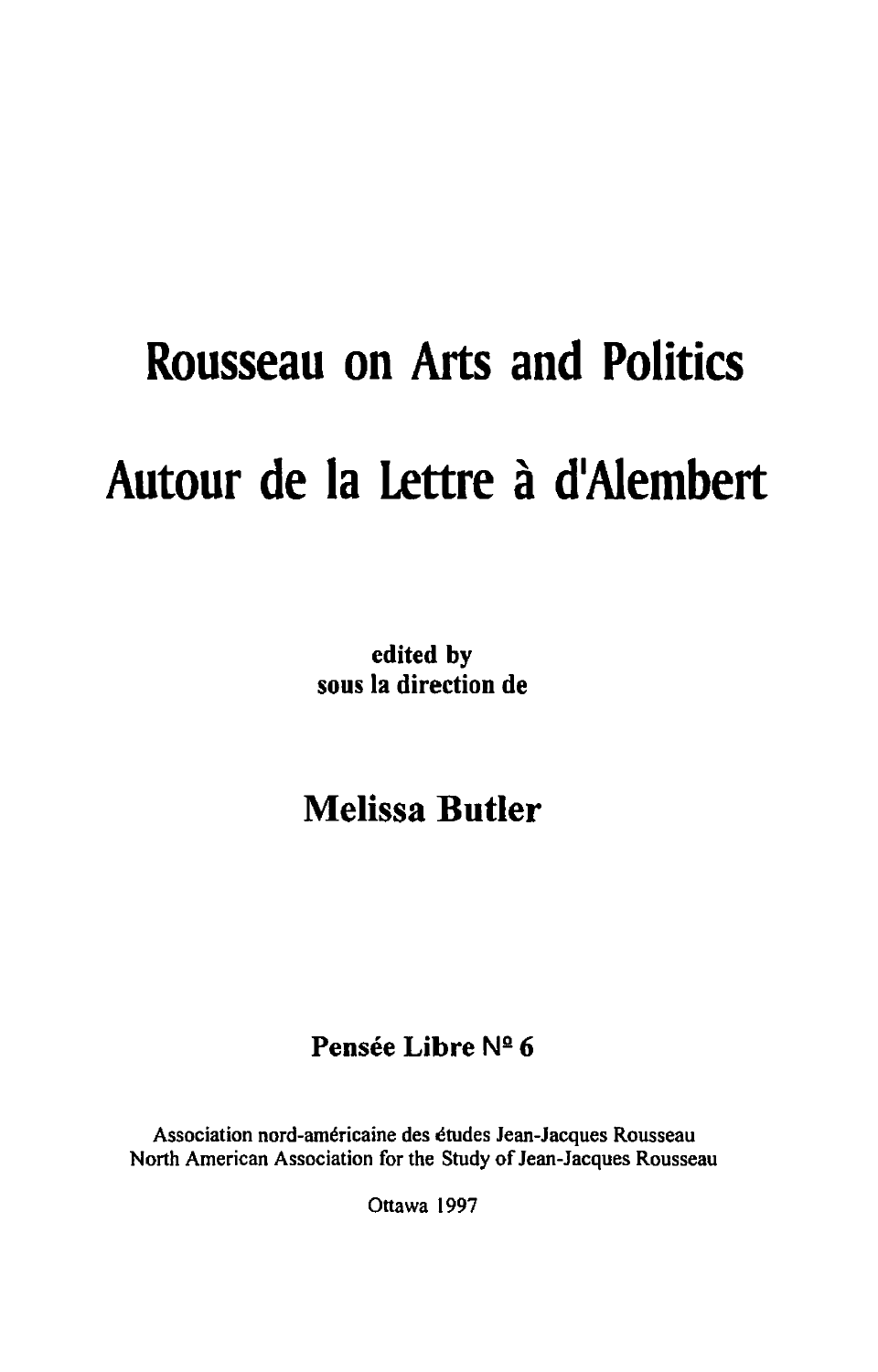# Rousseau on Arts and Politics

# Autour de la Lettre à d'Alembert

**edited by**
**sous la direction de**

## Melissa Butler

**Pensée Libre N° 6**

Association nord-américaine des études Jean-Jacques Rousseau
North American Association for the Study of Jean-Jacques Rousseau

Ottawa 1997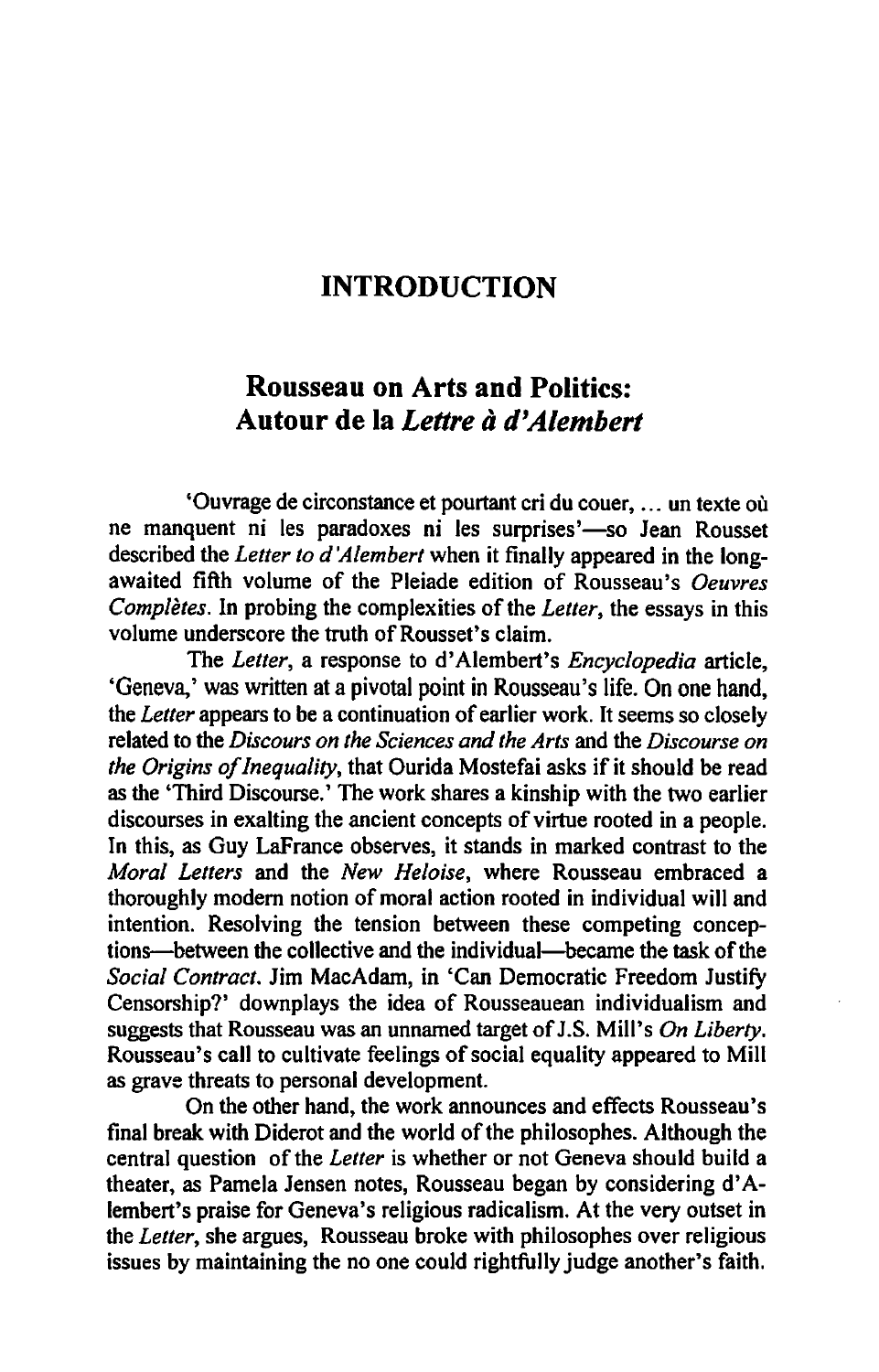# INTRODUCTION

## Rousseau on Arts and Politics: Autour de la *Lettre à d'Alembert*

'Ouvrage de circonstance et pourtant cri du couer, ... un texte où ne manquent ni les paradoxes ni les surprises'—so Jean Rousset described the *Letter to d'Alembert* when it finally appeared in the long-awaited fifth volume of the Pleiade edition of Rousseau's *Oeuvres Complètes*. In probing the complexities of the *Letter*, the essays in this volume underscore the truth of Rousset's claim.

The *Letter*, a response to d'Alembert's *Encyclopedia* article, 'Geneva,' was written at a pivotal point in Rousseau's life. On one hand, the *Letter* appears to be a continuation of earlier work. It seems so closely related to the *Discours on the Sciences and the Arts* and the *Discourse on the Origins of Inequality*, that Ourida Mostefai asks if it should be read as the 'Third Discourse.' The work shares a kinship with the two earlier discourses in exalting the ancient concepts of virtue rooted in a people. In this, as Guy LaFrance observes, it stands in marked contrast to the *Moral Letters* and the *New Heloise*, where Rousseau embraced a thoroughly modern notion of moral action rooted in individual will and intention. Resolving the tension between these competing conceptions—between the collective and the individual—became the task of the *Social Contract*. Jim MacAdam, in 'Can Democratic Freedom Justify Censorship?' downplays the idea of Rousseauean individualism and suggests that Rousseau was an unnamed target of J.S. Mill's *On Liberty*. Rousseau's call to cultivate feelings of social equality appeared to Mill as grave threats to personal development.

On the other hand, the work announces and effects Rousseau's final break with Diderot and the world of the philosophes. Although the central question of the *Letter* is whether or not Geneva should build a theater, as Pamela Jensen notes, Rousseau began by considering d'Alembert's praise for Geneva's religious radicalism. At the very outset in the *Letter*, she argues, Rousseau broke with philosophes over religious issues by maintaining the no one could rightfully judge another's faith.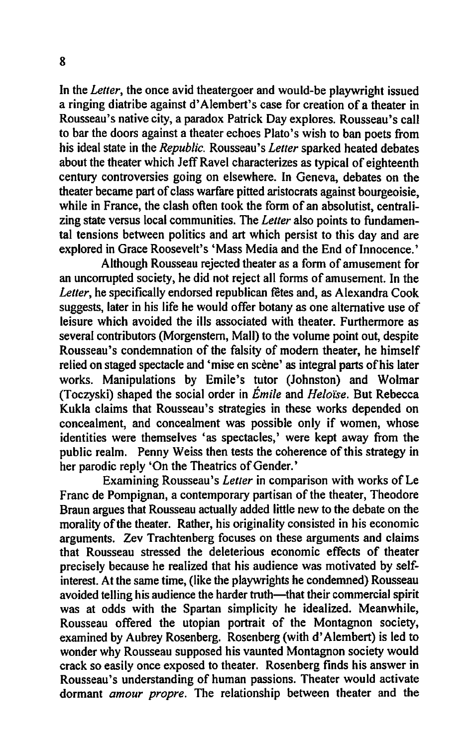In the *Letter*, the once avid theatergoer and would-be playwright issued a ringing diatribe against d'Alembert's case for creation of a theater in Rousseau's native city, a paradox Patrick Day explores. Rousseau's call to bar the doors against a theater echoes Plato's wish to ban poets from his ideal state in the *Republic.* Rousseau's *Letter* sparked heated debates about the theater which Jeff Ravel characterizes as typical of eighteenth century controversies going on elsewhere. In Geneva, debates on the theater became part of class warfare pitted aristocrats against bourgeoisie, while in France, the clash often took the form of an absolutist, centralizing state versus local communities. The *Letter* also points to fundamental tensions between politics and art which persist to this day and are explored in Grace Roosevelt's 'Mass Media and the End of Innocence.'

Although Rousseau rejected theater as a form of amusement for an uncorrupted society, he did not reject all forms of amusement. In the *Letter*, he specifically endorsed republican fêtes and, as Alexandra Cook suggests, later in his life he would offer botany as one alternative use of leisure which avoided the ills associated with theater. Furthermore as several contributors (Morgenstern, Mall) to the volume point out, despite Rousseau's condemnation of the falsity of modern theater, he himself relied on staged spectacle and 'mise en scène' as integral parts of his later works. Manipulations by Emile's tutor (Johnston) and Wolmar (Toczyski) shaped the social order in *Émile* and *Heloïse*. But Rebecca Kukla claims that Rousseau's strategies in these works depended on concealment, and concealment was possible only if women, whose identities were themselves 'as spectacles,' were kept away from the public realm. Penny Weiss then tests the coherence of this strategy in her parodic reply 'On the Theatrics of Gender.'

Examining Rousseau's *Letter* in comparison with works of Le Franc de Pompignan, a contemporary partisan of the theater, Theodore Braun argues that Rousseau actually added little new to the debate on the morality of the theater. Rather, his originality consisted in his economic arguments. Zev Trachtenberg focuses on these arguments and claims that Rousseau stressed the deleterious economic effects of theater precisely because he realized that his audience was motivated by self-interest. At the same time, (like the playwrights he condemned) Rousseau avoided telling his audience the harder truth—that their commercial spirit was at odds with the Spartan simplicity he idealized. Meanwhile, Rousseau offered the utopian portrait of the Montagnon society, examined by Aubrey Rosenberg. Rosenberg (with d'Alembert) is led to wonder why Rousseau supposed his vaunted Montagnon society would crack so easily once exposed to theater. Rosenberg finds his answer in Rousseau's understanding of human passions. Theater would activate dormant *amour propre*. The relationship between theater and the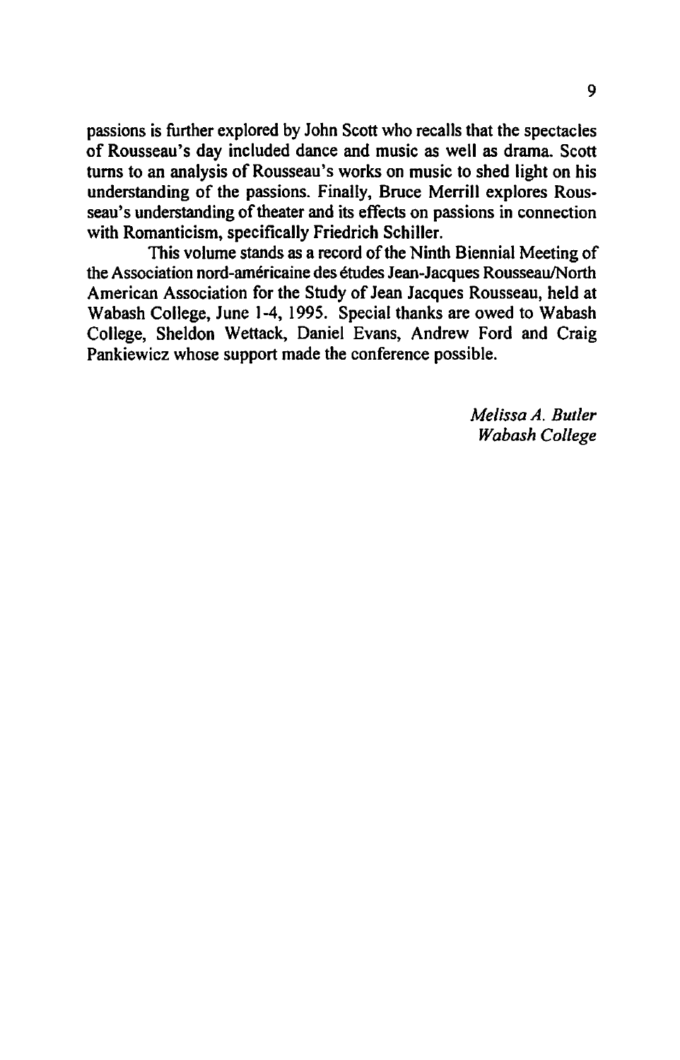passions is further explored by John Scott who recalls that the spectacles of Rousseau's day included dance and music as well as drama. Scott turns to an analysis of Rousseau's works on music to shed light on his understanding of the passions. Finally, Bruce Merrill explores Rousseau's understanding of theater and its effects on passions in connection with Romanticism, specifically Friedrich Schiller.

This volume stands as a record of the Ninth Biennial Meeting of the Association nord-américaine des études Jean-Jacques Rousseau/North American Association for the Study of Jean Jacques Rousseau, held at Wabash College, June 1-4, 1995. Special thanks are owed to Wabash College, Sheldon Wettack, Daniel Evans, Andrew Ford and Craig Pankiewicz whose support made the conference possible.

*Melissa A. Butler*
*Wabash College*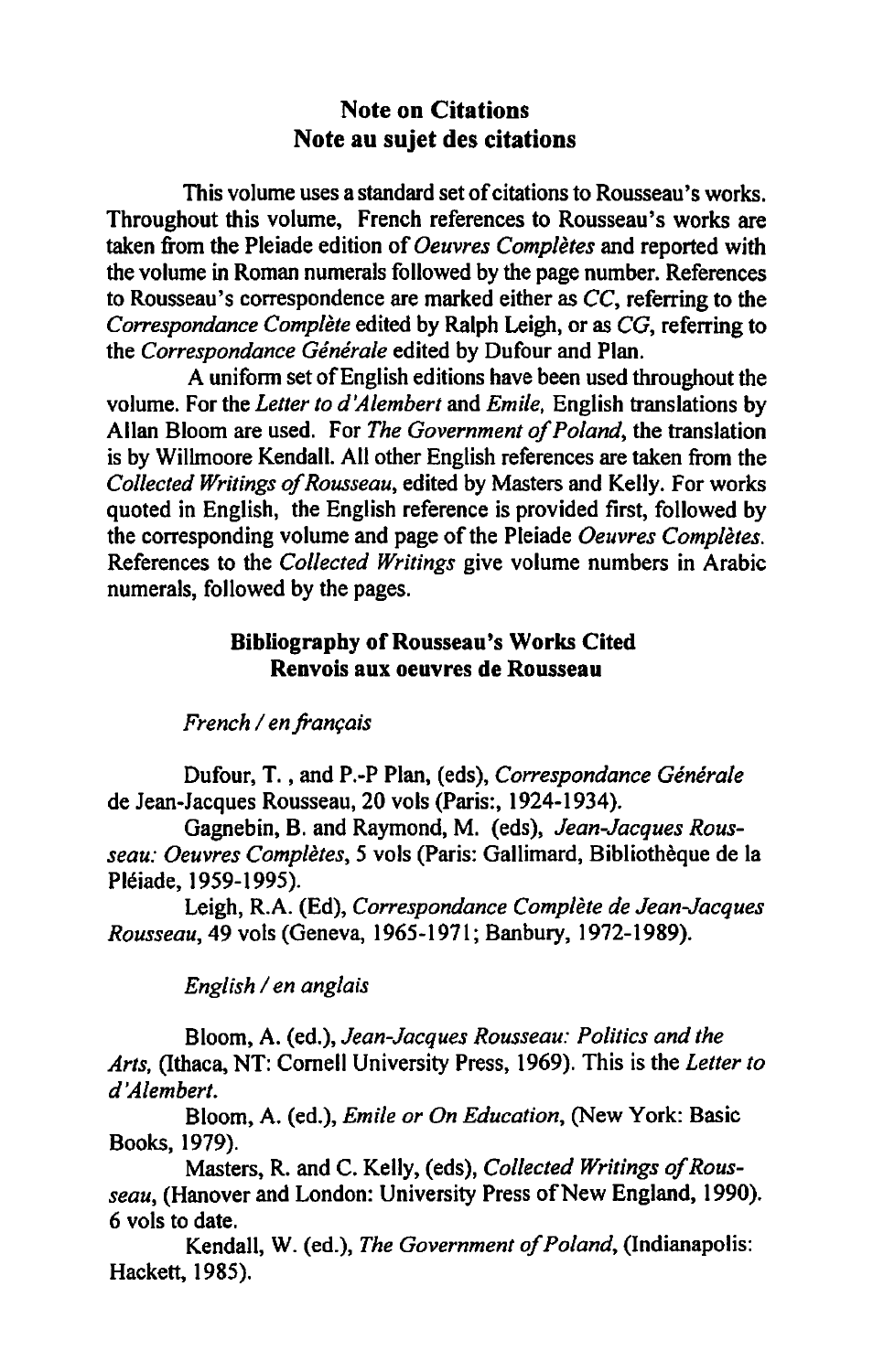## Note on Citations
## Note au sujet des citations

This volume uses a standard set of citations to Rousseau's works. Throughout this volume, French references to Rousseau's works are taken from the Pleiade edition of *Oeuvres Complètes* and reported with the volume in Roman numerals followed by the page number. References to Rousseau's correspondence are marked either as *CC*, referring to the *Correspondance Complète* edited by Ralph Leigh, or as *CG*, referring to the *Correspondance Générale* edited by Dufour and Plan.

A uniform set of English editions have been used throughout the volume. For the *Letter to d'Alembert* and *Emile*, English translations by Allan Bloom are used. For *The Government of Poland*, the translation is by Willmoore Kendall. All other English references are taken from the *Collected Writings of Rousseau*, edited by Masters and Kelly. For works quoted in English, the English reference is provided first, followed by the corresponding volume and page of the Pleiade *Oeuvres Complètes*. References to the *Collected Writings* give volume numbers in Arabic numerals, followed by the pages.

## Bibliography of Rousseau's Works Cited
## Renvois aux oeuvres de Rousseau

*French / en français*

Dufour, T. , and P.-P Plan, (eds), *Correspondance Générale* de Jean-Jacques Rousseau, 20 vols (Paris:, 1924-1934).

Gagnebin, B. and Raymond, M. (eds), *Jean-Jacques Rousseau: Oeuvres Complètes*, 5 vols (Paris: Gallimard, Bibliothèque de la Pléiade, 1959-1995).

Leigh, R.A. (Ed), *Correspondance Complète de Jean-Jacques Rousseau*, 49 vols (Geneva, 1965-1971; Banbury, 1972-1989).

*English / en anglais*

Bloom, A. (ed.), *Jean-Jacques Rousseau: Politics and the Arts*, (Ithaca, NT: Cornell University Press, 1969). This is the *Letter to d'Alembert*.

Bloom, A. (ed.), *Emile or On Education*, (New York: Basic Books, 1979).

Masters, R. and C. Kelly, (eds), *Collected Writings of Rousseau*, (Hanover and London: University Press of New England, 1990). 6 vols to date.

Kendall, W. (ed.), *The Government of Poland*, (Indianapolis: Hackett, 1985).